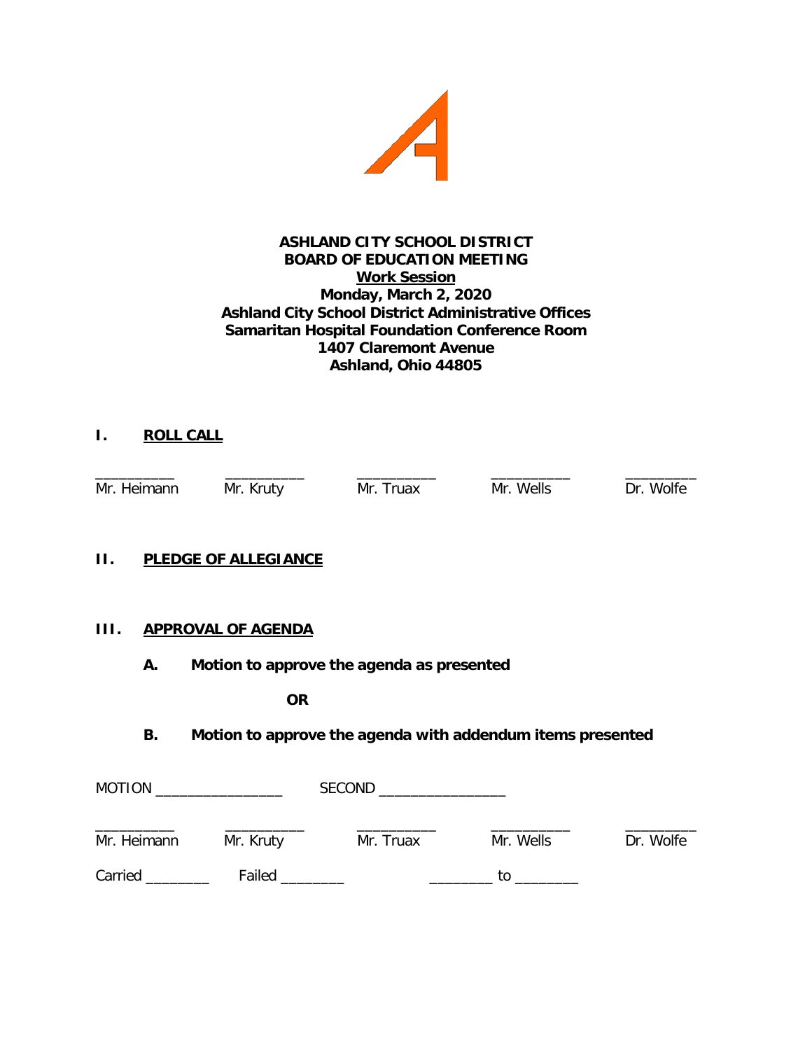**ASHLAND CITY SCHOOL DISTRICT**
**BOARD OF EDUCATION MEETING**
**Work Session**
**Monday, March 2, 2020**
**Ashland City School District Administrative Offices**
**Samaritan Hospital Foundation Conference Room**
**1407 Claremont Avenue**
**Ashland, Ohio 44805**

## I. ROLL CALL

| __________ | __________ | __________ | __________ | _________ |
|---|---|---|---|---|
| Mr. Heimann | Mr. Kruty | Mr. Truax | Mr. Wells | Dr. Wolfe |

## II. PLEDGE OF ALLEGIANCE

## III. APPROVAL OF AGENDA

**A. Motion to approve the agenda as presented**

**OR**

**B. Motion to approve the agenda with addendum items presented**

MOTION ________________ SECOND ________________

| __________ | __________ | __________ | __________ | _________ |
|---|---|---|---|---|
| Mr. Heimann | Mr. Kruty | Mr. Truax | Mr. Wells | Dr. Wolfe |

Carried ________ Failed ________ ________ to ________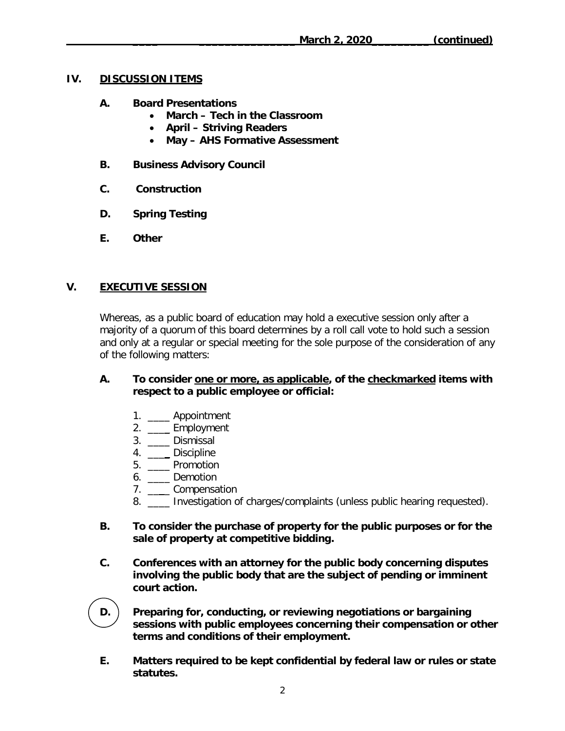## IV. DISCUSSION ITEMS

**A. Board Presentations**

- **March – Tech in the Classroom**
- **April – Striving Readers**
- **May – AHS Formative Assessment**

**B. Business Advisory Council**

**C. Construction**

**D. Spring Testing**

**E. Other**

## V. EXECUTIVE SESSION

Whereas, as a public board of education may hold a executive session only after a majority of a quorum of this board determines by a roll call vote to hold such a session and only at a regular or special meeting for the sole purpose of the consideration of any of the following matters:

**A. To consider one or more, as applicable, of the checkmarked items with respect to a public employee or official:**

1. ____ Appointment
2. ____ Employment
3. ____ Dismissal
4. ____ Discipline
5. ____ Promotion
6. ____ Demotion
7. ____ Compensation
8. ____ Investigation of charges/complaints (unless public hearing requested).

**B. To consider the purchase of property for the public purposes or for the sale of property at competitive bidding.**

**C. Conferences with an attorney for the public body concerning disputes involving the public body that are the subject of pending or imminent court action.**

**D. Preparing for, conducting, or reviewing negotiations or bargaining sessions with public employees concerning their compensation or other terms and conditions of their employment.**

**E. Matters required to be kept confidential by federal law or rules or state statutes.**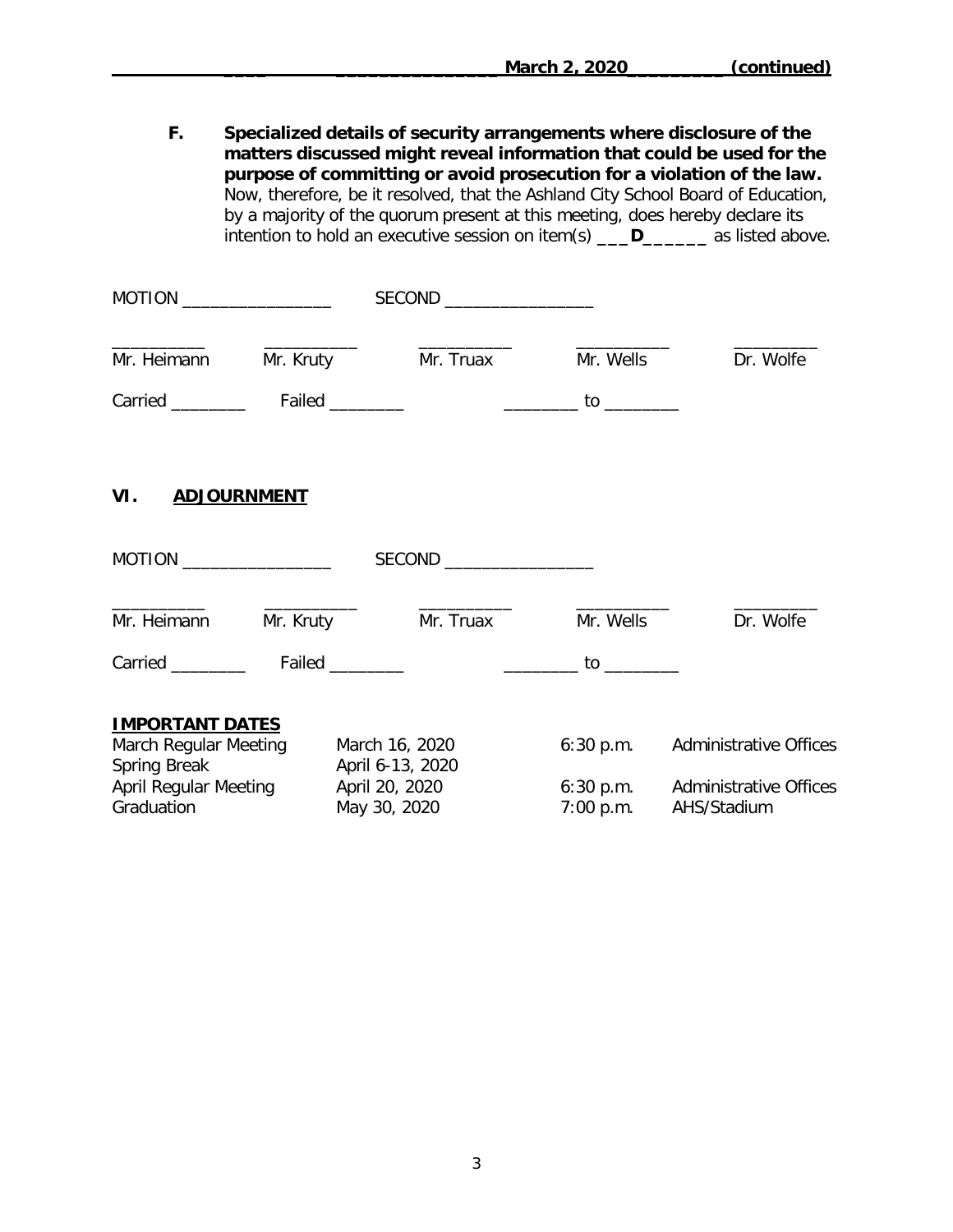**F. Specialized details of security arrangements where disclosure of the matters discussed might reveal information that could be used for the purpose of committing or avoid prosecution for a violation of the law.**
Now, therefore, be it resolved, that the Ashland City School Board of Education, by a majority of the quorum present at this meeting, does hereby declare its intention to hold an executive session on item(s) ___**D**______ as listed above.

MOTION ________________ SECOND ________________

| | | | | |
|---|---|---|---|---|
| __________ | __________ | __________ | __________ | _________ |
| Mr. Heimann | Mr. Kruty | Mr. Truax | Mr. Wells | Dr. Wolfe |

Carried ________ Failed ________ ________ to ________

## VI. ADJOURNMENT

MOTION ________________ SECOND ________________

| | | | | |
|---|---|---|---|---|
| __________ | __________ | __________ | __________ | _________ |
| Mr. Heimann | Mr. Kruty | Mr. Truax | Mr. Wells | Dr. Wolfe |

Carried ________ Failed ________ ________ to ________

**IMPORTANT DATES**

| | | | |
|---|---|---|---|
| March Regular Meeting | March 16, 2020 | 6:30 p.m. | Administrative Offices |
| Spring Break | April 6-13, 2020 | | |
| April Regular Meeting | April 20, 2020 | 6:30 p.m. | Administrative Offices |
| Graduation | May 30, 2020 | 7:00 p.m. | AHS/Stadium |